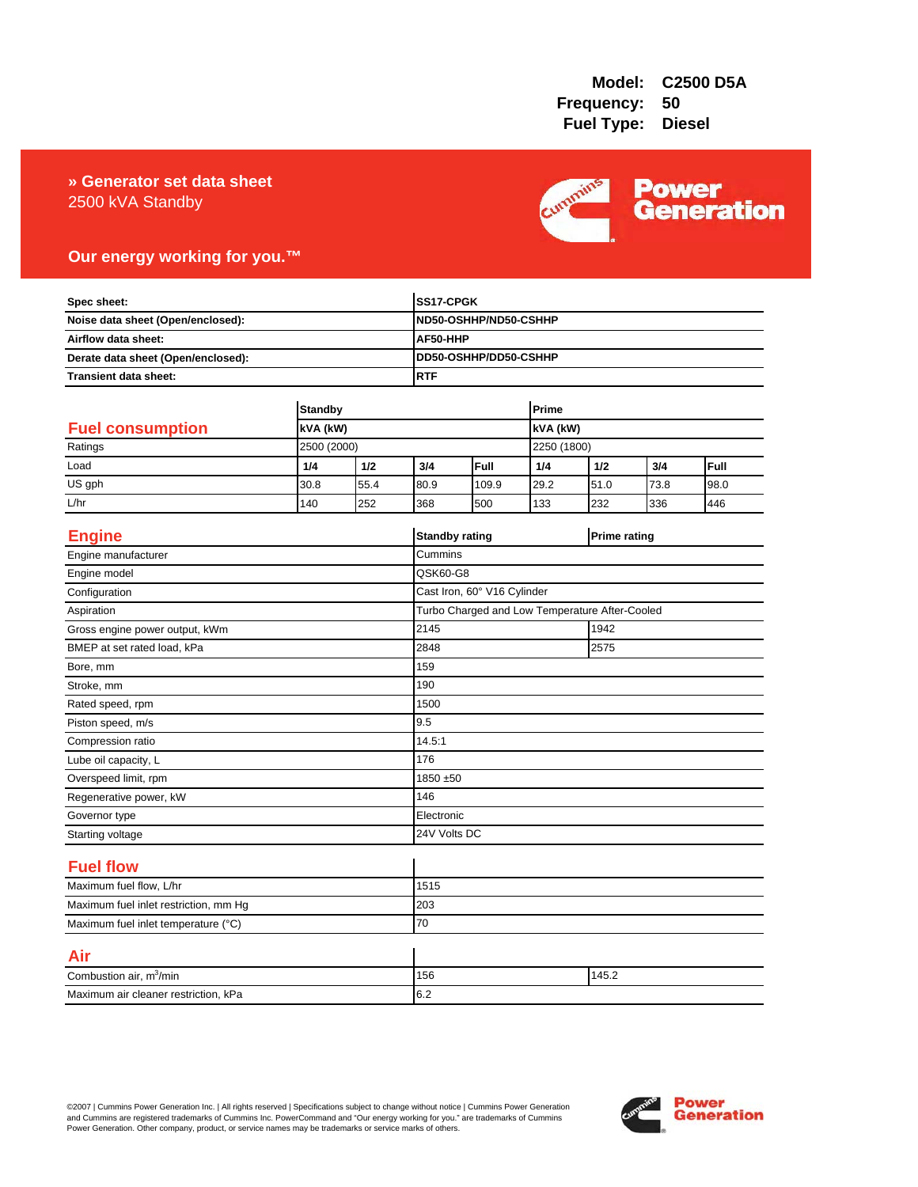**Model:** C2500 D5A
**Frequency:** 50
**Fuel Type:** Diesel

# » Generator set data sheet

2500 kVA Standby

**Our energy working for you.™**

| | |
|---|---|
| **Spec sheet:** | **SS17-CPGK** |
| **Noise data sheet (Open/enclosed):** | **ND50-OSHHP/ND50-CSHHP** |
| **Airflow data sheet:** | **AF50-HHP** |
| **Derate data sheet (Open/enclosed):** | **DD50-OSHHP/DD50-CSHHP** |
| **Transient data sheet:** | **RTF** |

## Fuel consumption

| | Standby | | | | Prime | | | |
|---|---|---|---|---|---|---|---|---|
| | **kVA (kW)** | | | | **kVA (kW)** | | | |
| Ratings | 2500 (2000) | | | | 2250 (1800) | | | |
| Load | **1/4** | **1/2** | **3/4** | **Full** | **1/4** | **1/2** | **3/4** | **Full** |
| US gph | 30.8 | 55.4 | 80.9 | 109.9 | 29.2 | 51.0 | 73.8 | 98.0 |
| L/hr | 140 | 252 | 368 | 500 | 133 | 232 | 336 | 446 |

## Engine

| | Standby rating | Prime rating |
|---|---|---|
| Engine manufacturer | Cummins | |
| Engine model | QSK60-G8 | |
| Configuration | Cast Iron, 60° V16 Cylinder | |
| Aspiration | Turbo Charged and Low Temperature After-Cooled | |
| Gross engine power output, kWm | 2145 | 1942 |
| BMEP at set rated load, kPa | 2848 | 2575 |
| Bore, mm | 159 | |
| Stroke, mm | 190 | |
| Rated speed, rpm | 1500 | |
| Piston speed, m/s | 9.5 | |
| Compression ratio | 14.5:1 | |
| Lube oil capacity, L | 176 | |
| Overspeed limit, rpm | 1850 ±50 | |
| Regenerative power, kW | 146 | |
| Governor type | Electronic | |
| Starting voltage | 24V Volts DC | |

## Fuel flow

| | |
|---|---|
| Maximum fuel flow, L/hr | 1515 |
| Maximum fuel inlet restriction, mm Hg | 203 |
| Maximum fuel inlet temperature (°C) | 70 |

## Air

| | | |
|---|---|---|
| Combustion air, $m^3$/min | 156 | 145.2 |
| Maximum air cleaner restriction, kPa | 6.2 | |

©2007 | Cummins Power Generation Inc. | All rights reserved | Specifications subject to change without notice | Cummins Power Generation and Cummins are registered trademarks of Cummins Inc. PowerCommand and "Our energy working for you." are trademarks of Cummins Power Generation. Other company, product, or service names may be trademarks or service marks of others.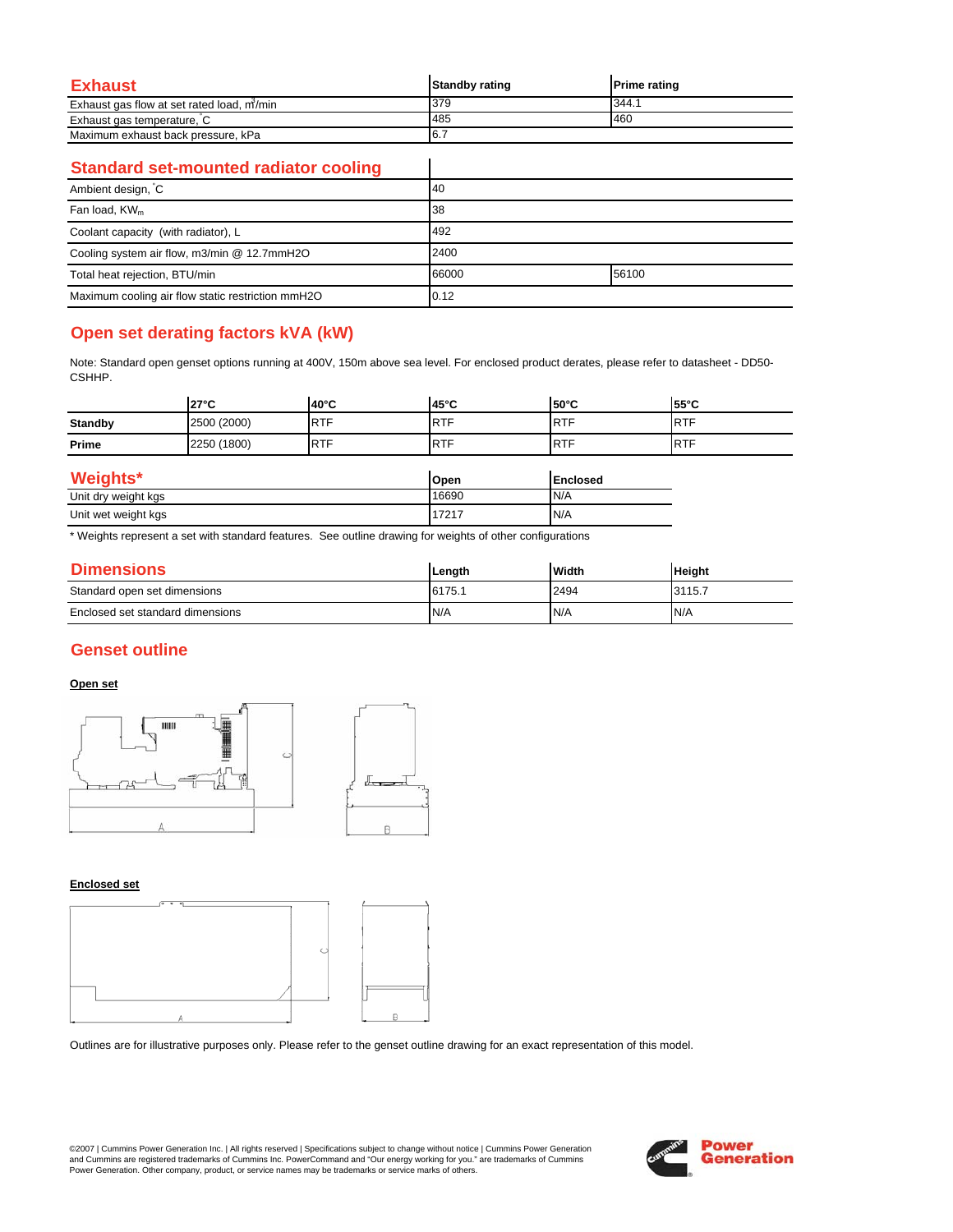## Exhaust

| Exhaust | Standby rating | Prime rating |
|---|---|---|
| Exhaust gas flow at set rated load, $m^3$/min | 379 | 344.1 |
| Exhaust gas temperature, °C | 485 | 460 |
| Maximum exhaust back pressure, kPa | 6.7 | |

## Standard set-mounted radiator cooling

| Standard set-mounted radiator cooling | | |
|---|---|---|
| Ambient design, °C | 40 | |
| Fan load, $KW_m$ | 38 | |
| Coolant capacity (with radiator), L | 492 | |
| Cooling system air flow, m3/min @ 12.7mmH2O | 2400 | |
| Total heat rejection, BTU/min | 66000 | 56100 |
| Maximum cooling air flow static restriction mmH2O | 0.12 | |

## Open set derating factors kVA (kW)

Note: Standard open genset options running at 400V, 150m above sea level. For enclosed product derates, please refer to datasheet - DD50-CSHHP.

| | 27°C | 40°C | 45°C | 50°C | 55°C |
|---|---|---|---|---|---|
| **Standby** | 2500 (2000) | RTF | RTF | RTF | RTF |
| **Prime** | 2250 (1800) | RTF | RTF | RTF | RTF |

## Weights*

| Weights* | Open | Enclosed |
|---|---|---|
| Unit dry weight kgs | 16690 | N/A |
| Unit wet weight kgs | 17217 | N/A |

* Weights represent a set with standard features. See outline drawing for weights of other configurations

## Dimensions

| Dimensions | Length | Width | Height |
|---|---|---|---|
| Standard open set dimensions | 6175.1 | 2494 | 3115.7 |
| Enclosed set standard dimensions | N/A | N/A | N/A |

## Genset outline

**Open set**

A

B

C

**Enclosed set**

A

B

C

Outlines are for illustrative purposes only. Please refer to the genset outline drawing for an exact representation of this model.

©2007 | Cummins Power Generation Inc. | All rights reserved | Specifications subject to change without notice | Cummins Power Generation and Cummins are registered trademarks of Cummins Inc. PowerCommand and "Our energy working for you." are trademarks of Cummins Power Generation. Other company, product, or service names may be trademarks or service marks of others.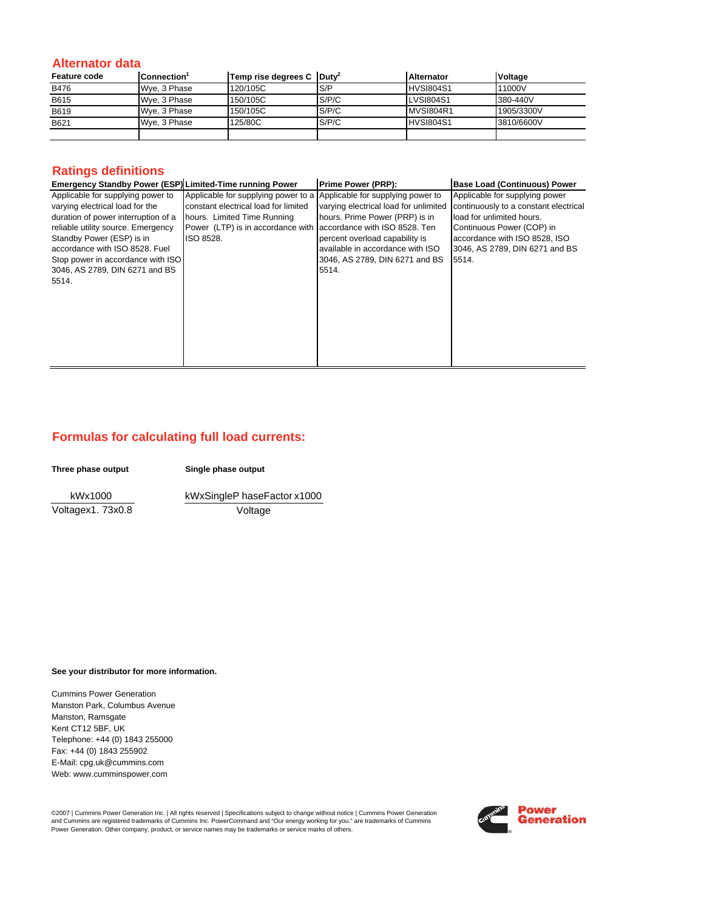## Alternator data

| Feature code | Connection[1] | Temp rise degrees C | Duty[2] | Alternator | Voltage |
|---|---|---|---|---|---|
| B476 | Wye, 3 Phase | 120/105C | S/P | HVSI804S1 | 11000V |
| B615 | Wye, 3 Phase | 150/105C | S/P/C | LVSI804S1 | 380-440V |
| B619 | Wye, 3 Phase | 150/105C | S/P/C | MVSI804R1 | 1905/3300V |
| B621 | Wye, 3 Phase | 125/80C | S/P/C | HVSI804S1 | 3810/6600V |
| | | | | | |

## Ratings definitions

| Emergency Standby Power (ESP) | Limited-Time running Power | Prime Power (PRP): | Base Load (Continuous) Power |
|---|---|---|---|
| Applicable for supplying power to varying electrical load for the duration of power interruption of a reliable utility source. Emergency Standby Power (ESP) is in accordance with ISO 8528. Fuel Stop power in accordance with ISO 3046, AS 2789, DIN 6271 and BS 5514. | Applicable for supplying power to a constant electrical load for limited hours. Limited Time Running Power (LTP) is in accordance with ISO 8528. | Applicable for supplying power to varying electrical load for unlimited hours. Prime Power (PRP) is in accordance with ISO 8528. Ten percent overload capability is available in accordance with ISO 3046, AS 2789, DIN 6271 and BS 5514. | Applicable for supplying power continuously to a constant electrical load for unlimited hours. Continuous Power (COP) in accordance with ISO 8528, ISO 3046, AS 2789, DIN 6271 and BS 5514. |

## Formulas for calculating full load currents:

**Three phase output**

$$\frac{kW \times 1000}{Voltage \times 1.73 \times 0.8}$$

**Single phase output**

$$\frac{kW \times SinglePhaseFactor \times 1000}{Voltage}$$

**See your distributor for more information.**

Cummins Power Generation
Manston Park, Columbus Avenue
Manston, Ramsgate
Kent CT12 5BF, UK
Telephone: +44 (0) 1843 255000
Fax: +44 (0) 1843 255902
E-Mail: cpg.uk@cummins.com
Web: www.cumminspower.com

©2007 | Cummins Power Generation Inc. | All rights reserved | Specifications subject to change without notice | Cummins Power Generation and Cummins are registered trademarks of Cummins Inc. PowerCommand and "Our energy working for you." are trademarks of Cummins Power Generation. Other company, product, or service names may be trademarks or service marks of others.